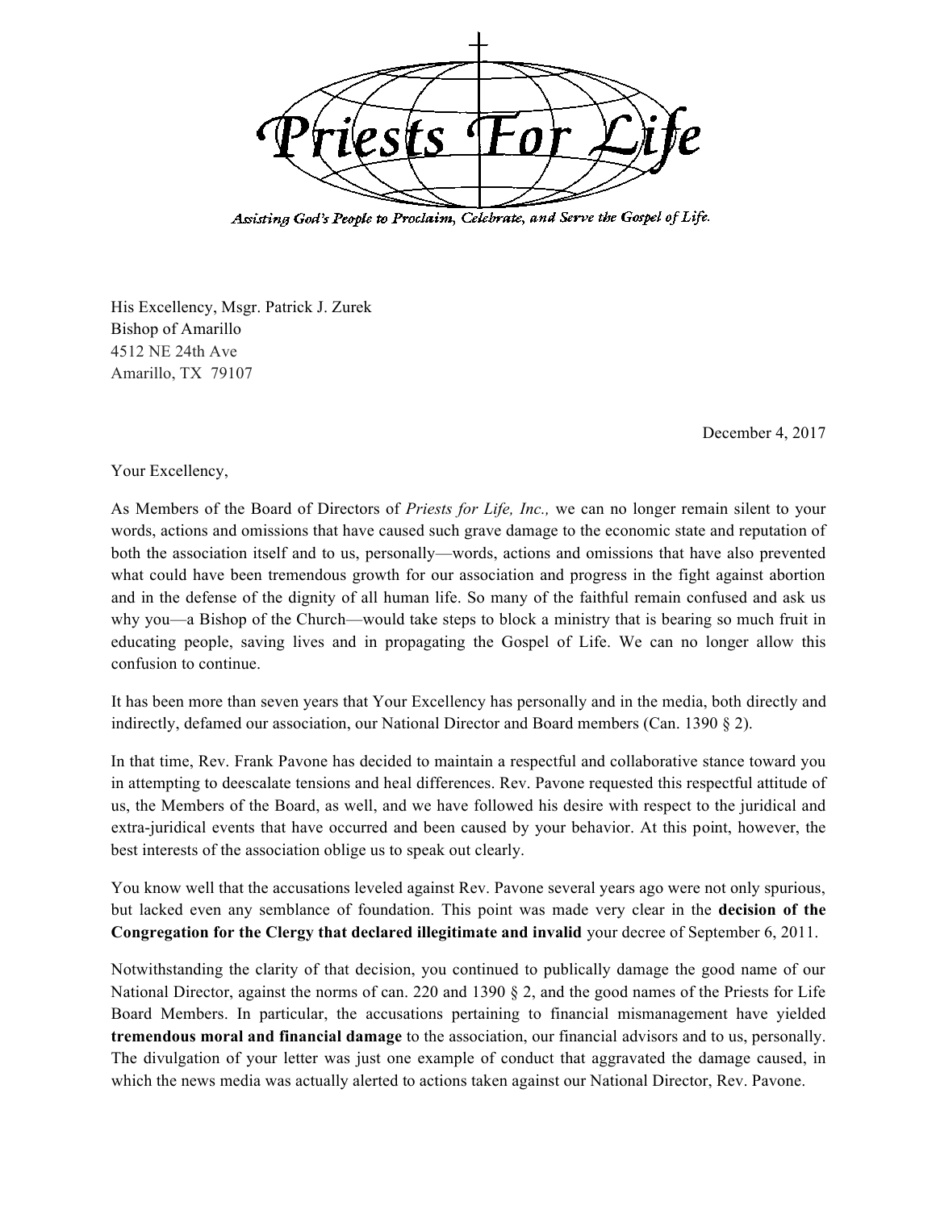# Priests For Life

*Assisting God's People to Proclaim, Celebrate, and Serve the Gospel of Life.*

His Excellency, Msgr. Patrick J. Zurek
Bishop of Amarillo
4512 NE 24th Ave
Amarillo, TX 79107

December 4, 2017

Your Excellency,

As Members of the Board of Directors of *Priests for Life, Inc.,* we can no longer remain silent to your words, actions and omissions that have caused such grave damage to the economic state and reputation of both the association itself and to us, personally—words, actions and omissions that have also prevented what could have been tremendous growth for our association and progress in the fight against abortion and in the defense of the dignity of all human life. So many of the faithful remain confused and ask us why you—a Bishop of the Church—would take steps to block a ministry that is bearing so much fruit in educating people, saving lives and in propagating the Gospel of Life. We can no longer allow this confusion to continue.

It has been more than seven years that Your Excellency has personally and in the media, both directly and indirectly, defamed our association, our National Director and Board members (Can. 1390 § 2).

In that time, Rev. Frank Pavone has decided to maintain a respectful and collaborative stance toward you in attempting to deescalate tensions and heal differences. Rev. Pavone requested this respectful attitude of us, the Members of the Board, as well, and we have followed his desire with respect to the juridical and extra-juridical events that have occurred and been caused by your behavior. At this point, however, the best interests of the association oblige us to speak out clearly.

You know well that the accusations leveled against Rev. Pavone several years ago were not only spurious, but lacked even any semblance of foundation. This point was made very clear in the **decision of the Congregation for the Clergy that declared illegitimate and invalid** your decree of September 6, 2011.

Notwithstanding the clarity of that decision, you continued to publically damage the good name of our National Director, against the norms of can. 220 and 1390 § 2, and the good names of the Priests for Life Board Members. In particular, the accusations pertaining to financial mismanagement have yielded **tremendous moral and financial damage** to the association, our financial advisors and to us, personally. The divulgation of your letter was just one example of conduct that aggravated the damage caused, in which the news media was actually alerted to actions taken against our National Director, Rev. Pavone.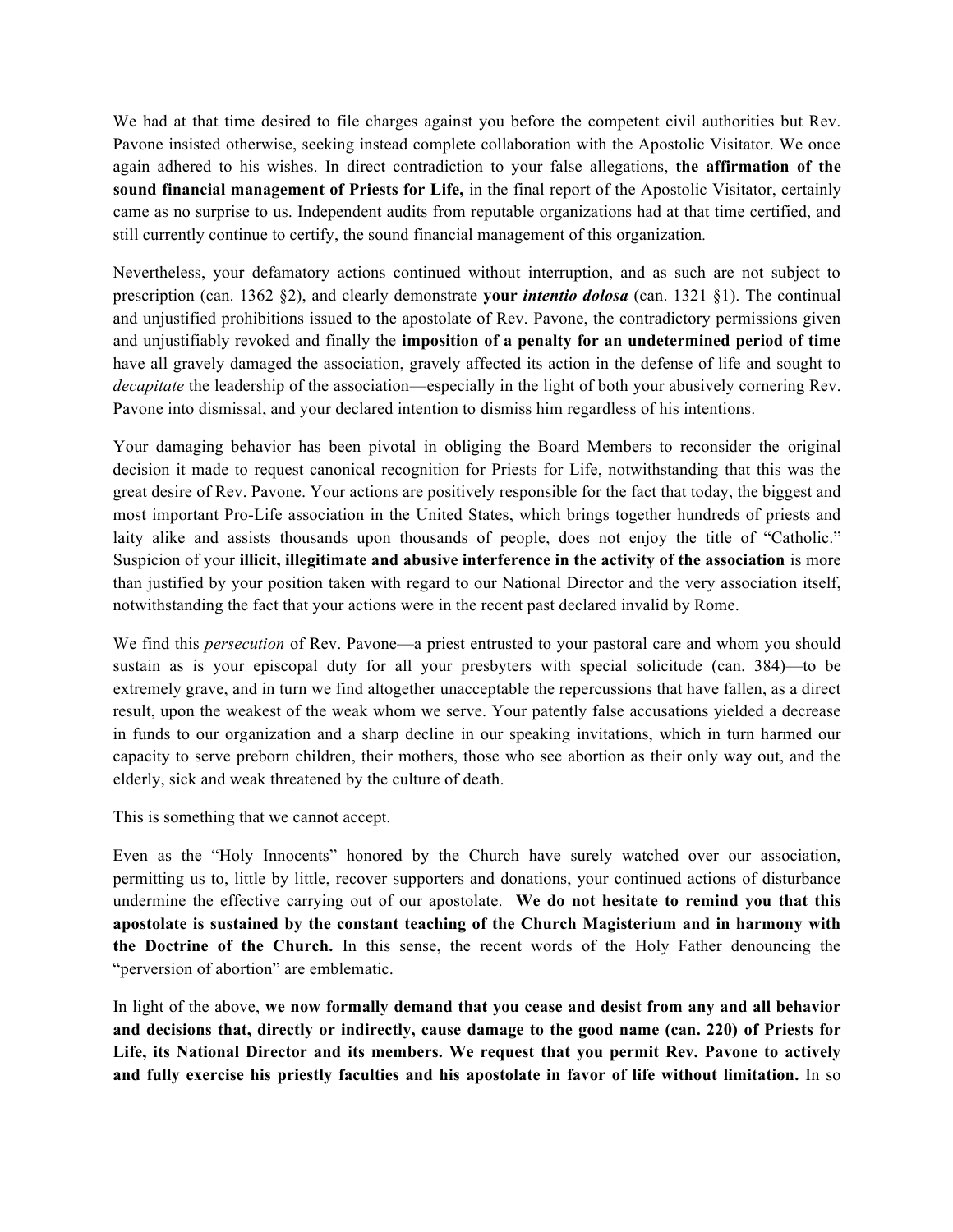We had at that time desired to file charges against you before the competent civil authorities but Rev. Pavone insisted otherwise, seeking instead complete collaboration with the Apostolic Visitator. We once again adhered to his wishes. In direct contradiction to your false allegations, **the affirmation of the sound financial management of Priests for Life,** in the final report of the Apostolic Visitator, certainly came as no surprise to us. Independent audits from reputable organizations had at that time certified, and still currently continue to certify, the sound financial management of this organization.

Nevertheless, your defamatory actions continued without interruption, and as such are not subject to prescription (can. 1362 §2), and clearly demonstrate **your *intentio dolosa*** (can. 1321 §1). The continual and unjustified prohibitions issued to the apostolate of Rev. Pavone, the contradictory permissions given and unjustifiably revoked and finally the **imposition of a penalty for an undetermined period of time** have all gravely damaged the association, gravely affected its action in the defense of life and sought to *decapitate* the leadership of the association—especially in the light of both your abusively cornering Rev. Pavone into dismissal, and your declared intention to dismiss him regardless of his intentions.

Your damaging behavior has been pivotal in obliging the Board Members to reconsider the original decision it made to request canonical recognition for Priests for Life, notwithstanding that this was the great desire of Rev. Pavone. Your actions are positively responsible for the fact that today, the biggest and most important Pro-Life association in the United States, which brings together hundreds of priests and laity alike and assists thousands upon thousands of people, does not enjoy the title of "Catholic." Suspicion of your **illicit, illegitimate and abusive interference in the activity of the association** is more than justified by your position taken with regard to our National Director and the very association itself, notwithstanding the fact that your actions were in the recent past declared invalid by Rome.

We find this *persecution* of Rev. Pavone—a priest entrusted to your pastoral care and whom you should sustain as is your episcopal duty for all your presbyters with special solicitude (can. 384)—to be extremely grave, and in turn we find altogether unacceptable the repercussions that have fallen, as a direct result, upon the weakest of the weak whom we serve. Your patently false accusations yielded a decrease in funds to our organization and a sharp decline in our speaking invitations, which in turn harmed our capacity to serve preborn children, their mothers, those who see abortion as their only way out, and the elderly, sick and weak threatened by the culture of death.

This is something that we cannot accept.

Even as the "Holy Innocents" honored by the Church have surely watched over our association, permitting us to, little by little, recover supporters and donations, your continued actions of disturbance undermine the effective carrying out of our apostolate. **We do not hesitate to remind you that this apostolate is sustained by the constant teaching of the Church Magisterium and in harmony with the Doctrine of the Church.** In this sense, the recent words of the Holy Father denouncing the "perversion of abortion" are emblematic.

In light of the above, **we now formally demand that you cease and desist from any and all behavior and decisions that, directly or indirectly, cause damage to the good name (can. 220) of Priests for Life, its National Director and its members. We request that you permit Rev. Pavone to actively and fully exercise his priestly faculties and his apostolate in favor of life without limitation.** In so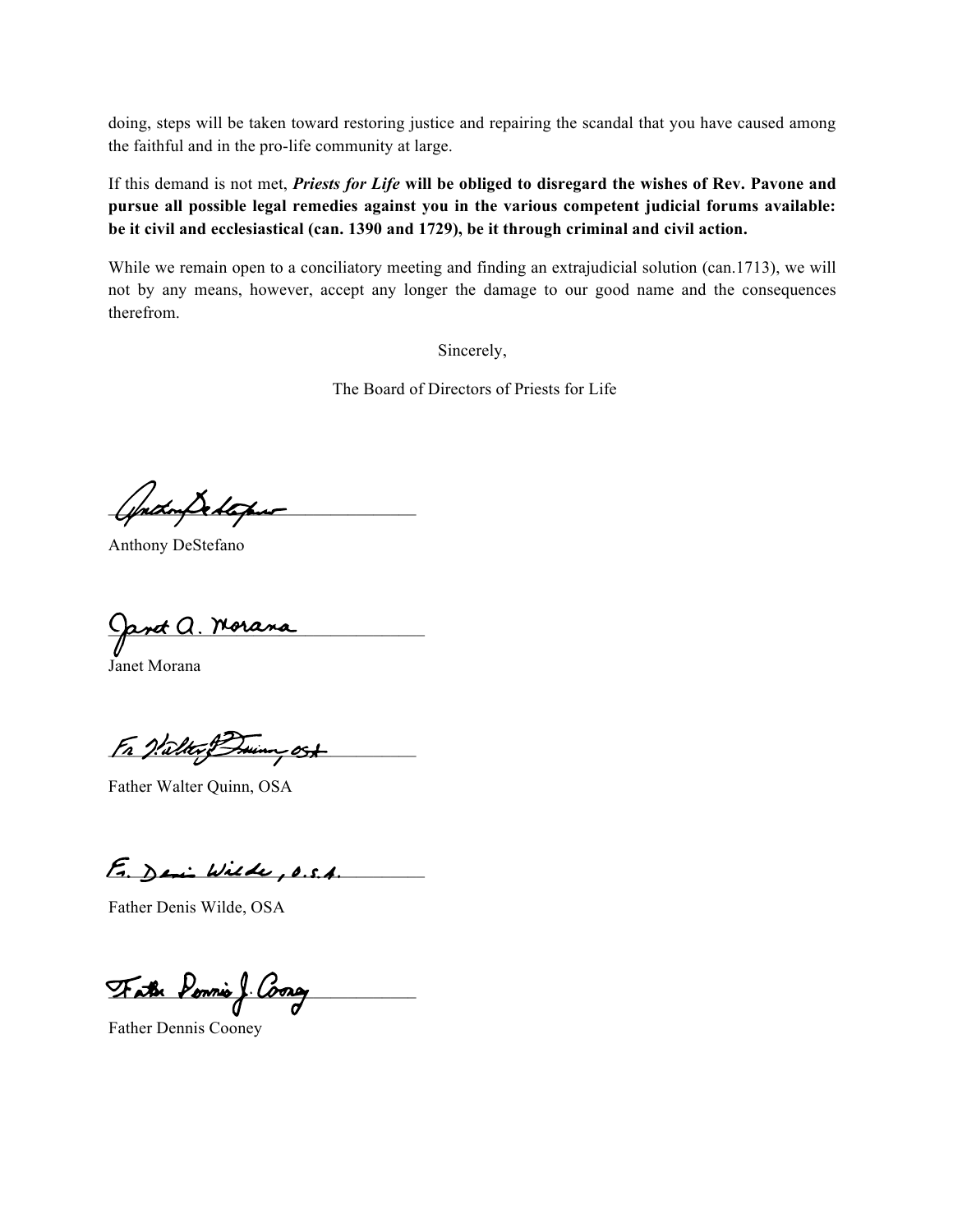doing, steps will be taken toward restoring justice and repairing the scandal that you have caused among the faithful and in the pro-life community at large.

If this demand is not met, ***Priests for Life*** **will be obliged to disregard the wishes of Rev. Pavone and pursue all possible legal remedies against you in the various competent judicial forums available: be it civil and ecclesiastical (can. 1390 and 1729), be it through criminal and civil action.**

While we remain open to a conciliatory meeting and finding an extrajudicial solution (can.1713), we will not by any means, however, accept any longer the damage to our good name and the consequences therefrom.

Sincerely,

The Board of Directors of Priests for Life

Anthony DeStefano

Janet Morana

Father Walter Quinn, OSA

Father Denis Wilde, OSA

Father Dennis Cooney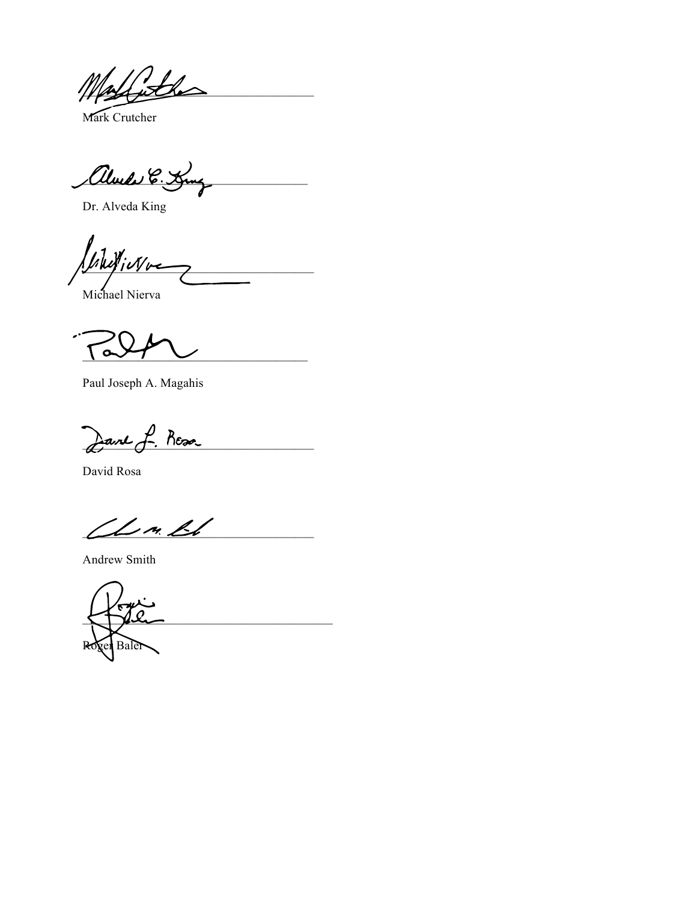\_\_\_\_\_\_\_\_\_\_\_\_\_\_\_\_\_\_\_\_\_\_\_\_\_\_\_\_\_\_

Mark Crutcher

\_\_\_\_\_\_\_\_\_\_\_\_\_\_\_\_\_\_\_\_\_\_\_\_\_\_\_\_\_\_

Dr. Alveda King

\_\_\_\_\_\_\_\_\_\_\_\_\_\_\_\_\_\_\_\_\_\_\_\_\_\_\_\_\_\_

Michael Nierva

\_\_\_\_\_\_\_\_\_\_\_\_\_\_\_\_\_\_\_\_\_\_\_\_\_\_\_\_\_\_

Paul Joseph A. Magahis

\_\_\_\_\_\_\_\_\_\_\_\_\_\_\_\_\_\_\_\_\_\_\_\_\_\_\_\_\_\_

David Rosa

\_\_\_\_\_\_\_\_\_\_\_\_\_\_\_\_\_\_\_\_\_\_\_\_\_\_\_\_\_\_

Andrew Smith

\_\_\_\_\_\_\_\_\_\_\_\_\_\_\_\_\_\_\_\_\_\_\_\_\_\_\_\_\_\_

Roger Baler